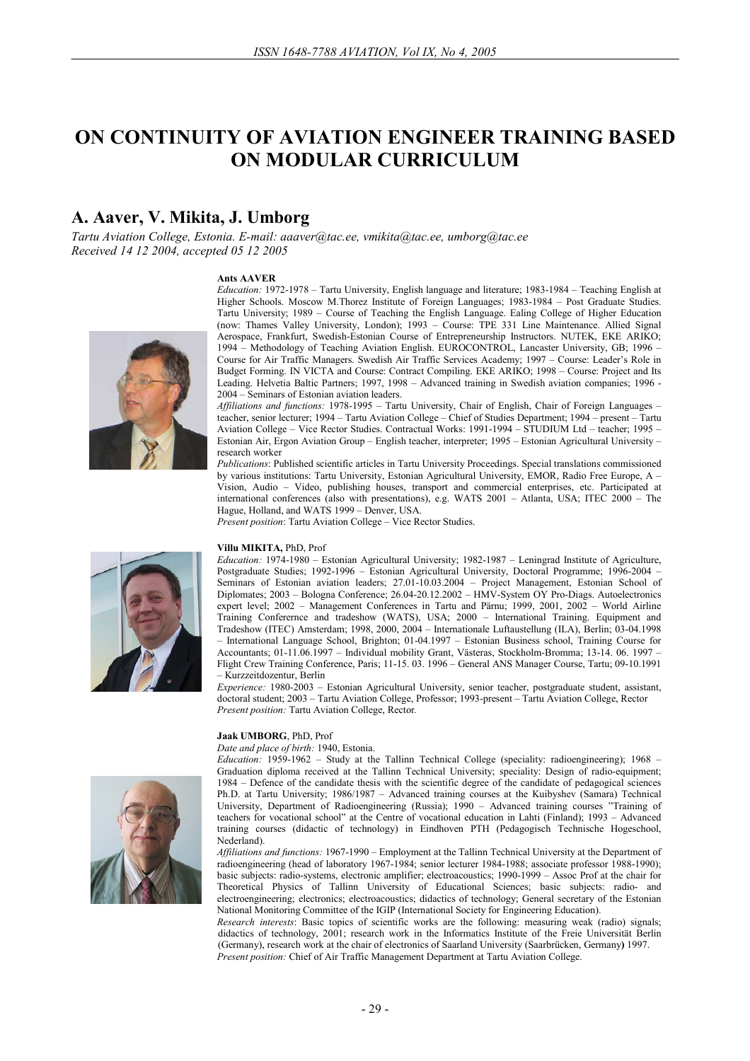# ON CONTINUITY OF AVIATION ENGINEER TRAINING BASED ON MODULAR CURRICULUM

## A. Aaver, V. Mikita, J. Umborg

*Tartu Aviation College, Estonia. E-mail: aaaver@tac.ee, vmikita@tac.ee, umborg@tac.ee*
*Received 14 12 2004, accepted 05 12 2005*

**Ants AAVER**

*Education:* 1972-1978 – Tartu University, English language and literature; 1983-1984 – Teaching English at Higher Schools. Moscow M.Thorez Institute of Foreign Languages; 1983-1984 – Post Graduate Studies. Tartu University; 1989 – Course of Teaching the English Language. Ealing College of Higher Education (now: Thames Valley University, London); 1993 – Course: TPE 331 Line Maintenance. Allied Signal Aerospace, Frankfurt, Swedish-Estonian Course of Entrepreneurship Instructors. NUTEK, EKE ARIKO; 1994 – Methodology of Teaching Aviation English. EUROCONTROL, Lancaster University, GB; 1996 – Course for Air Traffic Managers. Swedish Air Traffic Services Academy; 1997 – Course: Leader's Role in Budget Forming. IN VICTA and Course: Contract Compiling. EKE ARIKO; 1998 – Course: Project and Its Leading. Helvetia Baltic Partners; 1997, 1998 – Advanced training in Swedish aviation companies; 1996 - 2004 – Seminars of Estonian aviation leaders.

*Affiliations and functions:* 1978-1995 – Tartu University, Chair of English, Chair of Foreign Languages – teacher, senior lecturer; 1994 – Tartu Aviation College – Chief of Studies Department; 1994 – present – Tartu Aviation College – Vice Rector Studies. Contractual Works: 1991-1994 – STUDIUM Ltd – teacher; 1995 – Estonian Air, Ergon Aviation Group – English teacher, interpreter; 1995 – Estonian Agricultural University – research worker

*Publications*: Published scientific articles in Tartu University Proceedings. Special translations commissioned by various institutions: Tartu University, Estonian Agricultural University, EMOR, Radio Free Europe, A – Vision, Audio – Video, publishing houses, transport and commercial enterprises, etc. Participated at international conferences (also with presentations), e.g. WATS 2001 – Atlanta, USA; ITEC 2000 – The Hague, Holland, and WATS 1999 – Denver, USA.

*Present position*: Tartu Aviation College – Vice Rector Studies.

**Villu MIKITA,** PhD, Prof

*Education:* 1974-1980 – Estonian Agricultural University; 1982-1987 – Leningrad Institute of Agriculture, Postgraduate Studies; 1992-1996 – Estonian Agricultural University, Doctoral Programme; 1996-2004 – Seminars of Estonian aviation leaders; 27.01-10.03.2004 – Project Management, Estonian School of Diplomates; 2003 – Bologna Conference; 26.04-20.12.2002 – HMV-System OY Pro-Diags. Autoelectronics expert level; 2002 – Management Conferences in Tartu and Pärnu; 1999, 2001, 2002 – World Airline Training Conferernce and tradeshow (WATS), USA; 2000 – International Training. Equipment and Tradeshow (ITEC) Amsterdam; 1998, 2000, 2004 – Internationale Luftaustellung (ILA), Berlin; 03-04.1998 – International Language School, Brighton; 01-04.1997 – Estonian Business school, Training Course for Accountants; 01-11.06.1997 – Individual mobility Grant, Västeras, Stockholm-Bromma; 13-14. 06. 1997 – Flight Crew Training Conference, Paris; 11-15. 03. 1996 – General ANS Manager Course, Tartu; 09-10.1991 – Kurzzeitdozentur, Berlin

*Experience:* 1980-2003 – Estonian Agricultural University, senior teacher, postgraduate student, assistant, doctoral student; 2003 – Tartu Aviation College, Professor; 1993-present – Tartu Aviation College, Rector

*Present position:* Tartu Aviation College, Rector.

**Jaak UMBORG**, PhD, Prof

*Date and place of birth:* 1940, Estonia.

*Education:* 1959-1962 – Study at the Tallinn Technical College (speciality: radioengineering); 1968 – Graduation diploma received at the Tallinn Technical University; speciality: Design of radio-equipment; 1984 – Defence of the candidate thesis with the scientific degree of the candidate of pedagogical sciences Ph.D. at Tartu University; 1986/1987 – Advanced training courses at the Kuibyshev (Samara) Technical University, Department of Radioengineering (Russia); 1990 – Advanced training courses "Training of teachers for vocational school" at the Centre of vocational education in Lahti (Finland); 1993 – Advanced training courses (didactic of technology) in Eindhoven PTH (Pedagogisch Technische Hogeschool, Nederland).

*Affiliations and functions:* 1967-1990 – Employment at the Tallinn Technical University at the Department of radioengineering (head of laboratory 1967-1984; senior lecturer 1984-1988; associate professor 1988-1990); basic subjects: radio-systems, electronic amplifier; electroacoustics; 1990-1999 – Assoc Prof at the chair for Theoretical Physics of Tallinn University of Educational Sciences; basic subjects: radio- and electroengineering; electronics; electroacoustics; didactics of technology; General secretary of the Estonian National Monitoring Committee of the IGIP (International Society for Engineering Education).

*Research interests*: Basic topics of scientific works are the following: measuring weak (radio) signals; didactics of technology, 2001; research work in the Informatics Institute of the Freie Universität Berlin (Germany), research work at the chair of electronics of Saarland University (Saarbrücken, Germany) 1997.

*Present position:* Chief of Air Traffic Management Department at Tartu Aviation College.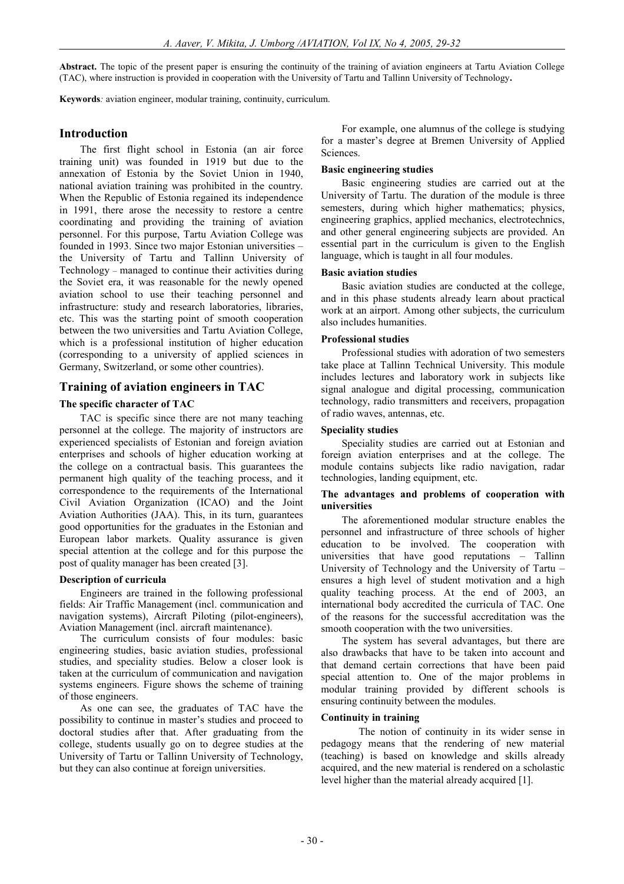**Abstract.** The topic of the present paper is ensuring the continuity of the training of aviation engineers at Tartu Aviation College (TAC), where instruction is provided in cooperation with the University of Tartu and Tallinn University of Technology**.**

**Keywords***:* aviation engineer, modular training, continuity, curriculum.

## Introduction

The first flight school in Estonia (an air force training unit) was founded in 1919 but due to the annexation of Estonia by the Soviet Union in 1940, national aviation training was prohibited in the country. When the Republic of Estonia regained its independence in 1991, there arose the necessity to restore a centre coordinating and providing the training of aviation personnel. For this purpose, Tartu Aviation College was founded in 1993. Since two major Estonian universities – the University of Tartu and Tallinn University of Technology – managed to continue their activities during the Soviet era, it was reasonable for the newly opened aviation school to use their teaching personnel and infrastructure: study and research laboratories, libraries, etc. This was the starting point of smooth cooperation between the two universities and Tartu Aviation College, which is a professional institution of higher education (corresponding to a university of applied sciences in Germany, Switzerland, or some other countries).

## Training of aviation engineers in TAC

### The specific character of TAC

TAC is specific since there are not many teaching personnel at the college. The majority of instructors are experienced specialists of Estonian and foreign aviation enterprises and schools of higher education working at the college on a contractual basis. This guarantees the permanent high quality of the teaching process, and it correspondence to the requirements of the International Civil Aviation Organization (ICAO) and the Joint Aviation Authorities (JAA). This, in its turn, guarantees good opportunities for the graduates in the Estonian and European labor markets. Quality assurance is given special attention at the college and for this purpose the post of quality manager has been created [3].

### Description of curricula

Engineers are trained in the following professional fields: Air Traffic Management (incl. communication and navigation systems), Aircraft Piloting (pilot-engineers), Aviation Management (incl. aircraft maintenance).

The curriculum consists of four modules: basic engineering studies, basic aviation studies, professional studies, and speciality studies. Below a closer look is taken at the curriculum of communication and navigation systems engineers. Figure shows the scheme of training of those engineers.

As one can see, the graduates of TAC have the possibility to continue in master's studies and proceed to doctoral studies after that. After graduating from the college, students usually go on to degree studies at the University of Tartu or Tallinn University of Technology, but they can also continue at foreign universities.

For example, one alumnus of the college is studying for a master's degree at Bremen University of Applied Sciences.

### Basic engineering studies

Basic engineering studies are carried out at the University of Tartu. The duration of the module is three semesters, during which higher mathematics; physics, engineering graphics, applied mechanics, electrotechnics, and other general engineering subjects are provided. An essential part in the curriculum is given to the English language, which is taught in all four modules.

### Basic aviation studies

Basic aviation studies are conducted at the college, and in this phase students already learn about practical work at an airport. Among other subjects, the curriculum also includes humanities.

### Professional studies

Professional studies with adoration of two semesters take place at Tallinn Technical University. This module includes lectures and laboratory work in subjects like signal analogue and digital processing, communication technology, radio transmitters and receivers, propagation of radio waves, antennas, etc.

### Speciality studies

Speciality studies are carried out at Estonian and foreign aviation enterprises and at the college. The module contains subjects like radio navigation, radar technologies, landing equipment, etc.

### The advantages and problems of cooperation with universities

The aforementioned modular structure enables the personnel and infrastructure of three schools of higher education to be involved. The cooperation with universities that have good reputations – Tallinn University of Technology and the University of Tartu – ensures a high level of student motivation and a high quality teaching process. At the end of 2003, an international body accredited the curricula of TAC. One of the reasons for the successful accreditation was the smooth cooperation with the two universities.

The system has several advantages, but there are also drawbacks that have to be taken into account and that demand certain corrections that have been paid special attention to. One of the major problems in modular training provided by different schools is ensuring continuity between the modules.

### Continuity in training

The notion of continuity in its wider sense in pedagogy means that the rendering of new material (teaching) is based on knowledge and skills already acquired, and the new material is rendered on a scholastic level higher than the material already acquired [1].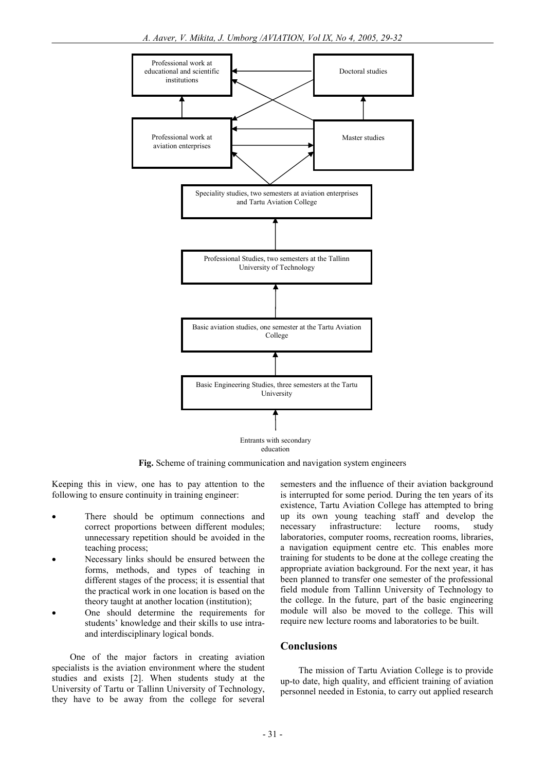Professional work at educational and scientific institutions

Doctoral studies

Professional work at aviation enterprises

Master studies

Speciality studies, two semesters at aviation enterprises and Tartu Aviation College

Professional Studies, two semesters at the Tallinn University of Technology

Basic aviation studies, one semester at the Tartu Aviation College

Basic Engineering Studies, three semesters at the Tartu University

Entrants with secondary education

**Fig.** Scheme of training communication and navigation system engineers

Keeping this in view, one has to pay attention to the following to ensure continuity in training engineer:

- There should be optimum connections and correct proportions between different modules; unnecessary repetition should be avoided in the teaching process;
- Necessary links should be ensured between the forms, methods, and types of teaching in different stages of the process; it is essential that the practical work in one location is based on the theory taught at another location (institution);
- One should determine the requirements for students' knowledge and their skills to use intra- and interdisciplinary logical bonds.

One of the major factors in creating aviation specialists is the aviation environment where the student studies and exists [2]. When students study at the University of Tartu or Tallinn University of Technology, they have to be away from the college for several semesters and the influence of their aviation background is interrupted for some period. During the ten years of its existence, Tartu Aviation College has attempted to bring up its own young teaching staff and develop the necessary infrastructure: lecture rooms, study laboratories, computer rooms, recreation rooms, libraries, a navigation equipment centre etc. This enables more training for students to be done at the college creating the appropriate aviation background. For the next year, it has been planned to transfer one semester of the professional field module from Tallinn University of Technology to the college. In the future, part of the basic engineering module will also be moved to the college. This will require new lecture rooms and laboratories to be built.

## Conclusions

The mission of Tartu Aviation College is to provide up-to date, high quality, and efficient training of aviation personnel needed in Estonia, to carry out applied research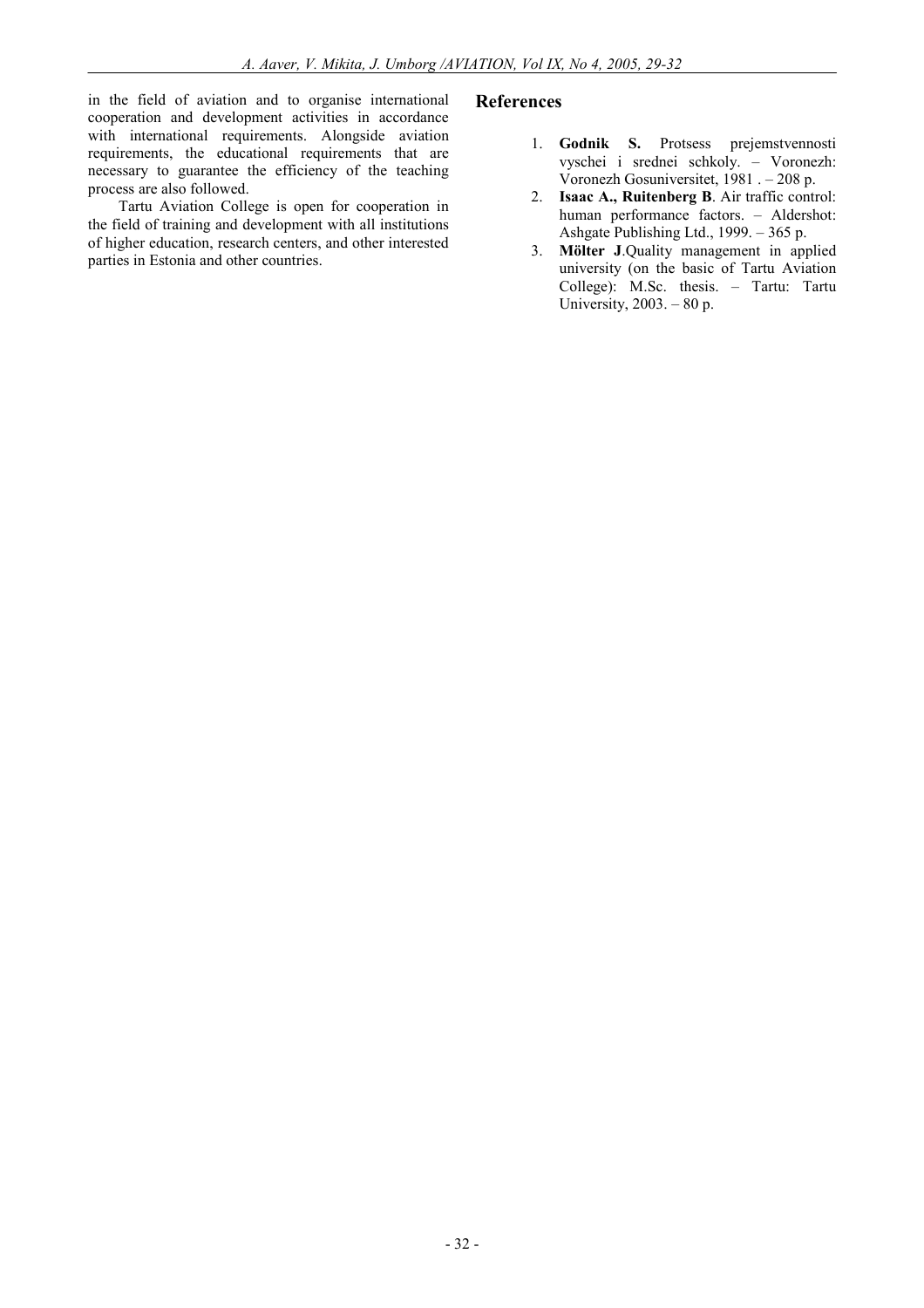in the field of aviation and to organise international cooperation and development activities in accordance with international requirements. Alongside aviation requirements, the educational requirements that are necessary to guarantee the efficiency of the teaching process are also followed.

Tartu Aviation College is open for cooperation in the field of training and development with all institutions of higher education, research centers, and other interested parties in Estonia and other countries.

## References

1. **Godnik S.** Protsess prejemstvennosti vyschei i srednei schkoly. – Voronezh: Voronezh Gosuniversitet, 1981 . – 208 p.
2. **Isaac A., Ruitenberg B**. Air traffic control: human performance factors. – Aldershot: Ashgate Publishing Ltd., 1999. – 365 p.
3. **Mölter J**.Quality management in applied university (on the basic of Tartu Aviation College): M.Sc. thesis. – Tartu: Tartu University, 2003. – 80 p.